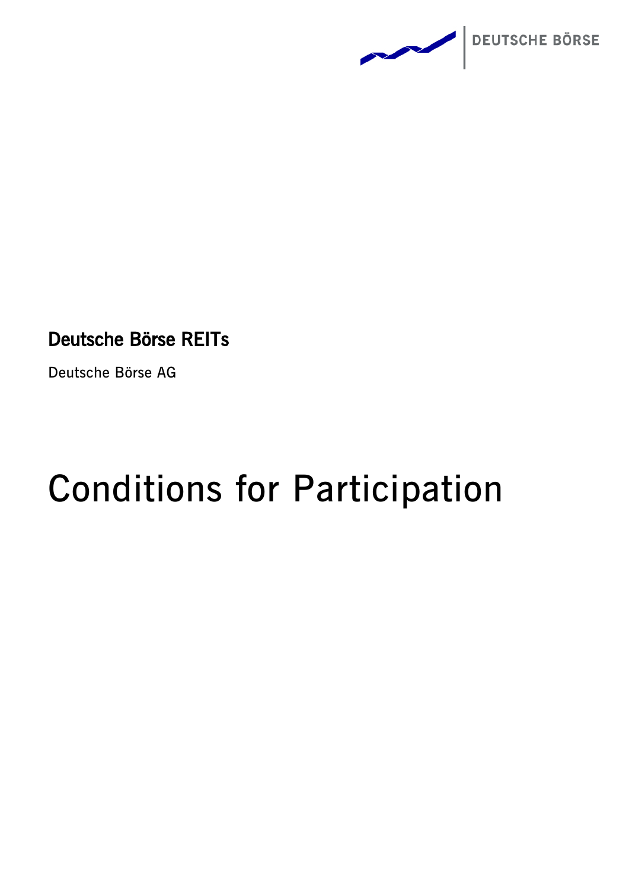DEUTSCHE BÖRSE

**Deutsche Börse REITs**

Deutsche Börse AG

# Conditions for Participation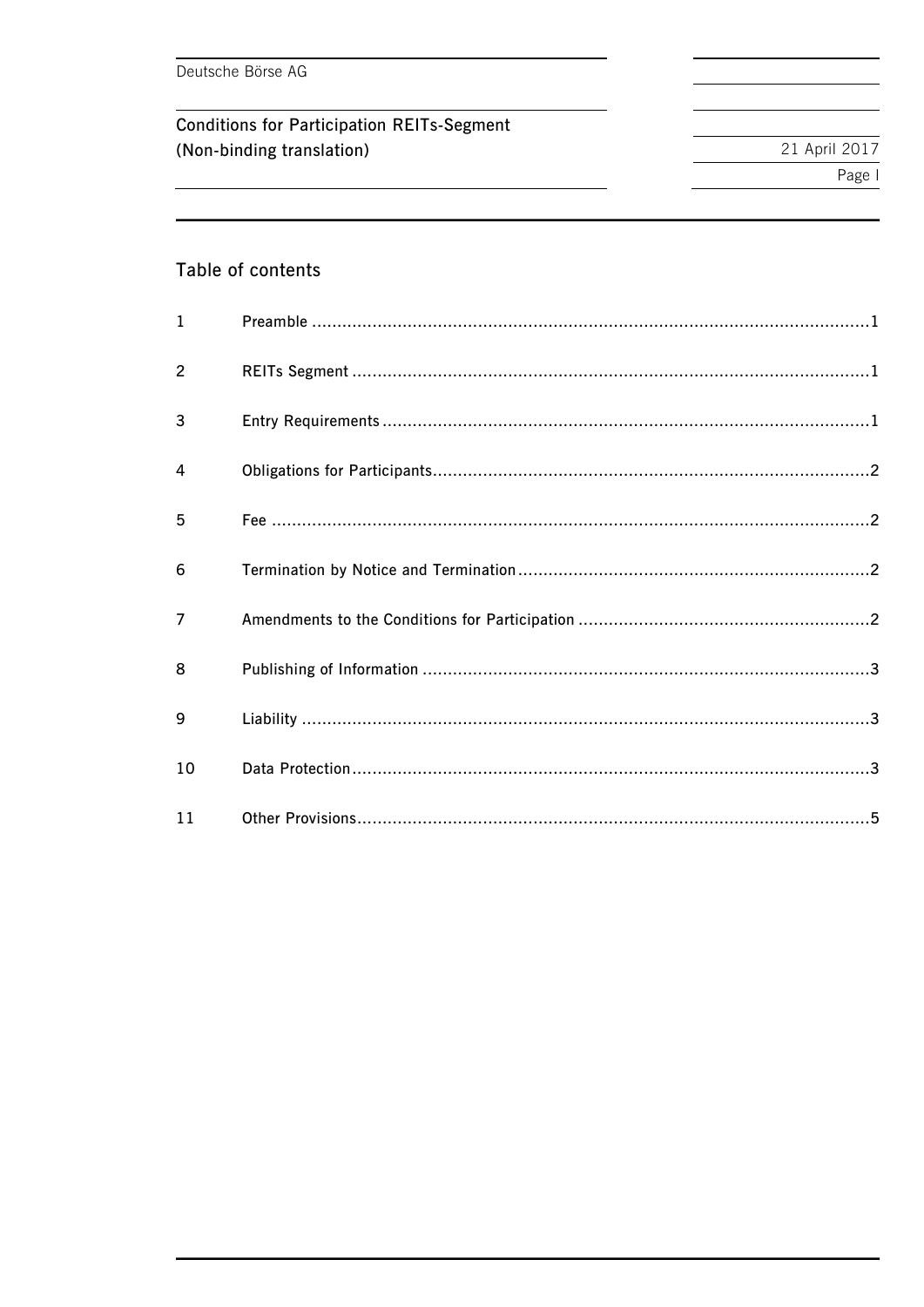## Table of contents

| | | |
|---|---|---|
| 1 | Preamble | 1 |
| 2 | REITs Segment | 1 |
| 3 | Entry Requirements | 1 |
| 4 | Obligations for Participants | 2 |
| 5 | Fee | 2 |
| 6 | Termination by Notice and Termination | 2 |
| 7 | Amendments to the Conditions for Participation | 2 |
| 8 | Publishing of Information | 3 |
| 9 | Liability | 3 |
| 10 | Data Protection | 3 |
| 11 | Other Provisions | 5 |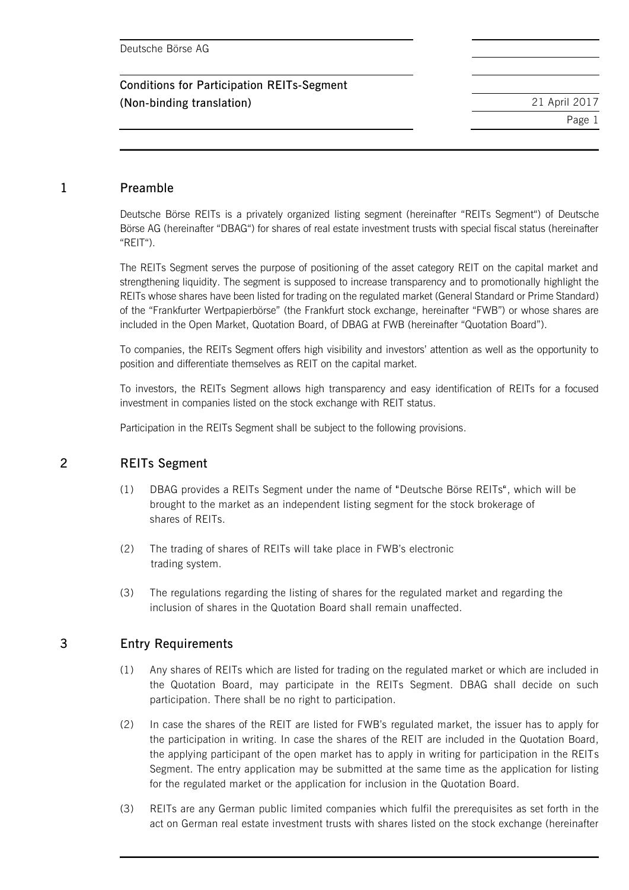## 1 Preamble

Deutsche Börse REITs is a privately organized listing segment (hereinafter "REITs Segment") of Deutsche Börse AG (hereinafter "DBAG") for shares of real estate investment trusts with special fiscal status (hereinafter "REIT").

The REITs Segment serves the purpose of positioning of the asset category REIT on the capital market and strengthening liquidity. The segment is supposed to increase transparency and to promotionally highlight the REITs whose shares have been listed for trading on the regulated market (General Standard or Prime Standard) of the "Frankfurter Wertpapierbörse" (the Frankfurt stock exchange, hereinafter "FWB") or whose shares are included in the Open Market, Quotation Board, of DBAG at FWB (hereinafter "Quotation Board").

To companies, the REITs Segment offers high visibility and investors' attention as well as the opportunity to position and differentiate themselves as REIT on the capital market.

To investors, the REITs Segment allows high transparency and easy identification of REITs for a focused investment in companies listed on the stock exchange with REIT status.

Participation in the REITs Segment shall be subject to the following provisions.

## 2 REITs Segment

(1) DBAG provides a REITs Segment under the name of "Deutsche Börse REITs", which will be brought to the market as an independent listing segment for the stock brokerage of shares of REITs.

(2) The trading of shares of REITs will take place in FWB's electronic trading system.

(3) The regulations regarding the listing of shares for the regulated market and regarding the inclusion of shares in the Quotation Board shall remain unaffected.

## 3 Entry Requirements

(1) Any shares of REITs which are listed for trading on the regulated market or which are included in the Quotation Board, may participate in the REITs Segment. DBAG shall decide on such participation. There shall be no right to participation.

(2) In case the shares of the REIT are listed for FWB's regulated market, the issuer has to apply for the participation in writing. In case the shares of the REIT are included in the Quotation Board, the applying participant of the open market has to apply in writing for participation in the REITs Segment. The entry application may be submitted at the same time as the application for listing for the regulated market or the application for inclusion in the Quotation Board.

(3) REITs are any German public limited companies which fulfil the prerequisites as set forth in the act on German real estate investment trusts with shares listed on the stock exchange (hereinafter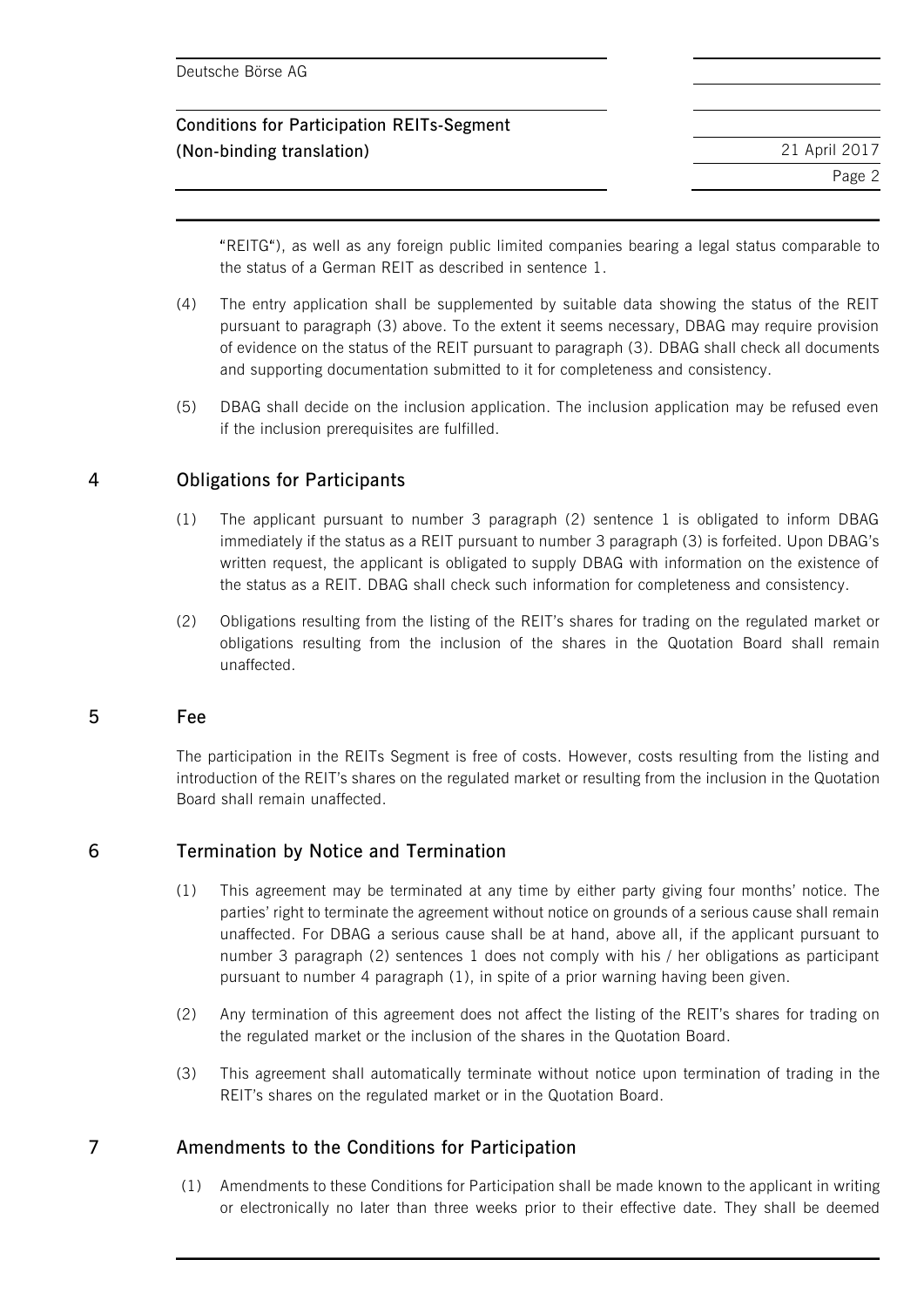"REITG"), as well as any foreign public limited companies bearing a legal status comparable to the status of a German REIT as described in sentence 1.

(4) The entry application shall be supplemented by suitable data showing the status of the REIT pursuant to paragraph (3) above. To the extent it seems necessary, DBAG may require provision of evidence on the status of the REIT pursuant to paragraph (3). DBAG shall check all documents and supporting documentation submitted to it for completeness and consistency.

(5) DBAG shall decide on the inclusion application. The inclusion application may be refused even if the inclusion prerequisites are fulfilled.

## 4 Obligations for Participants

(1) The applicant pursuant to number 3 paragraph (2) sentence 1 is obligated to inform DBAG immediately if the status as a REIT pursuant to number 3 paragraph (3) is forfeited. Upon DBAG's written request, the applicant is obligated to supply DBAG with information on the existence of the status as a REIT. DBAG shall check such information for completeness and consistency.

(2) Obligations resulting from the listing of the REIT's shares for trading on the regulated market or obligations resulting from the inclusion of the shares in the Quotation Board shall remain unaffected.

## 5 Fee

The participation in the REITs Segment is free of costs. However, costs resulting from the listing and introduction of the REIT's shares on the regulated market or resulting from the inclusion in the Quotation Board shall remain unaffected.

## 6 Termination by Notice and Termination

(1) This agreement may be terminated at any time by either party giving four months' notice. The parties' right to terminate the agreement without notice on grounds of a serious cause shall remain unaffected. For DBAG a serious cause shall be at hand, above all, if the applicant pursuant to number 3 paragraph (2) sentences 1 does not comply with his / her obligations as participant pursuant to number 4 paragraph (1), in spite of a prior warning having been given.

(2) Any termination of this agreement does not affect the listing of the REIT's shares for trading on the regulated market or the inclusion of the shares in the Quotation Board.

(3) This agreement shall automatically terminate without notice upon termination of trading in the REIT's shares on the regulated market or in the Quotation Board.

## 7 Amendments to the Conditions for Participation

(1) Amendments to these Conditions for Participation shall be made known to the applicant in writing or electronically no later than three weeks prior to their effective date. They shall be deemed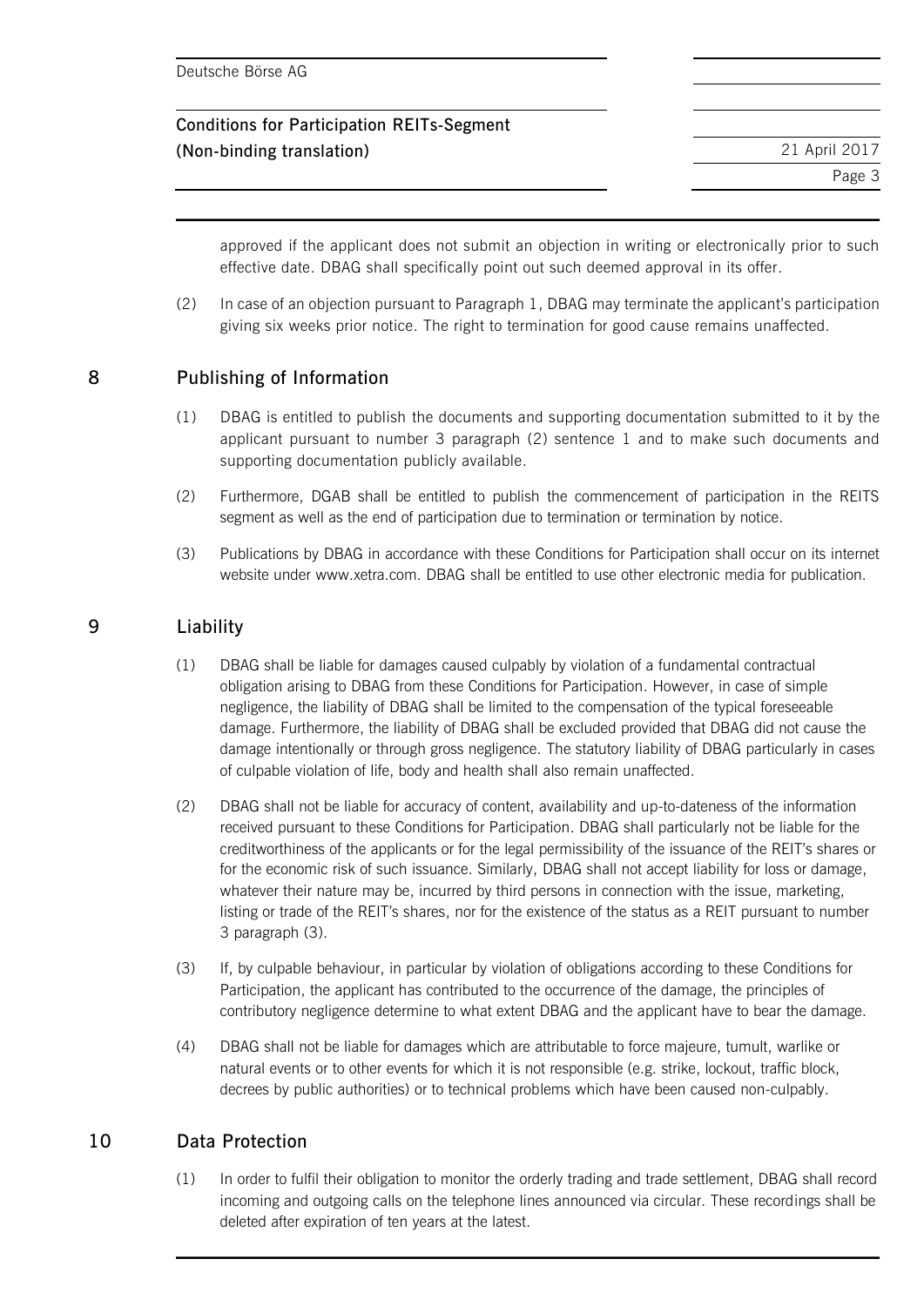approved if the applicant does not submit an objection in writing or electronically prior to such effective date. DBAG shall specifically point out such deemed approval in its offer.

(2) In case of an objection pursuant to Paragraph 1, DBAG may terminate the applicant's participation giving six weeks prior notice. The right to termination for good cause remains unaffected.

## 8 Publishing of Information

(1) DBAG is entitled to publish the documents and supporting documentation submitted to it by the applicant pursuant to number 3 paragraph (2) sentence 1 and to make such documents and supporting documentation publicly available.

(2) Furthermore, DGAB shall be entitled to publish the commencement of participation in the REITS segment as well as the end of participation due to termination or termination by notice.

(3) Publications by DBAG in accordance with these Conditions for Participation shall occur on its internet website under www.xetra.com. DBAG shall be entitled to use other electronic media for publication.

## 9 Liability

(1) DBAG shall be liable for damages caused culpably by violation of a fundamental contractual obligation arising to DBAG from these Conditions for Participation. However, in case of simple negligence, the liability of DBAG shall be limited to the compensation of the typical foreseeable damage. Furthermore, the liability of DBAG shall be excluded provided that DBAG did not cause the damage intentionally or through gross negligence. The statutory liability of DBAG particularly in cases of culpable violation of life, body and health shall also remain unaffected.

(2) DBAG shall not be liable for accuracy of content, availability and up-to-dateness of the information received pursuant to these Conditions for Participation. DBAG shall particularly not be liable for the creditworthiness of the applicants or for the legal permissibility of the issuance of the REIT's shares or for the economic risk of such issuance. Similarly, DBAG shall not accept liability for loss or damage, whatever their nature may be, incurred by third persons in connection with the issue, marketing, listing or trade of the REIT's shares, nor for the existence of the status as a REIT pursuant to number 3 paragraph (3).

(3) If, by culpable behaviour, in particular by violation of obligations according to these Conditions for Participation, the applicant has contributed to the occurrence of the damage, the principles of contributory negligence determine to what extent DBAG and the applicant have to bear the damage.

(4) DBAG shall not be liable for damages which are attributable to force majeure, tumult, warlike or natural events or to other events for which it is not responsible (e.g. strike, lockout, traffic block, decrees by public authorities) or to technical problems which have been caused non-culpably.

## 10 Data Protection

(1) In order to fulfil their obligation to monitor the orderly trading and trade settlement, DBAG shall record incoming and outgoing calls on the telephone lines announced via circular. These recordings shall be deleted after expiration of ten years at the latest.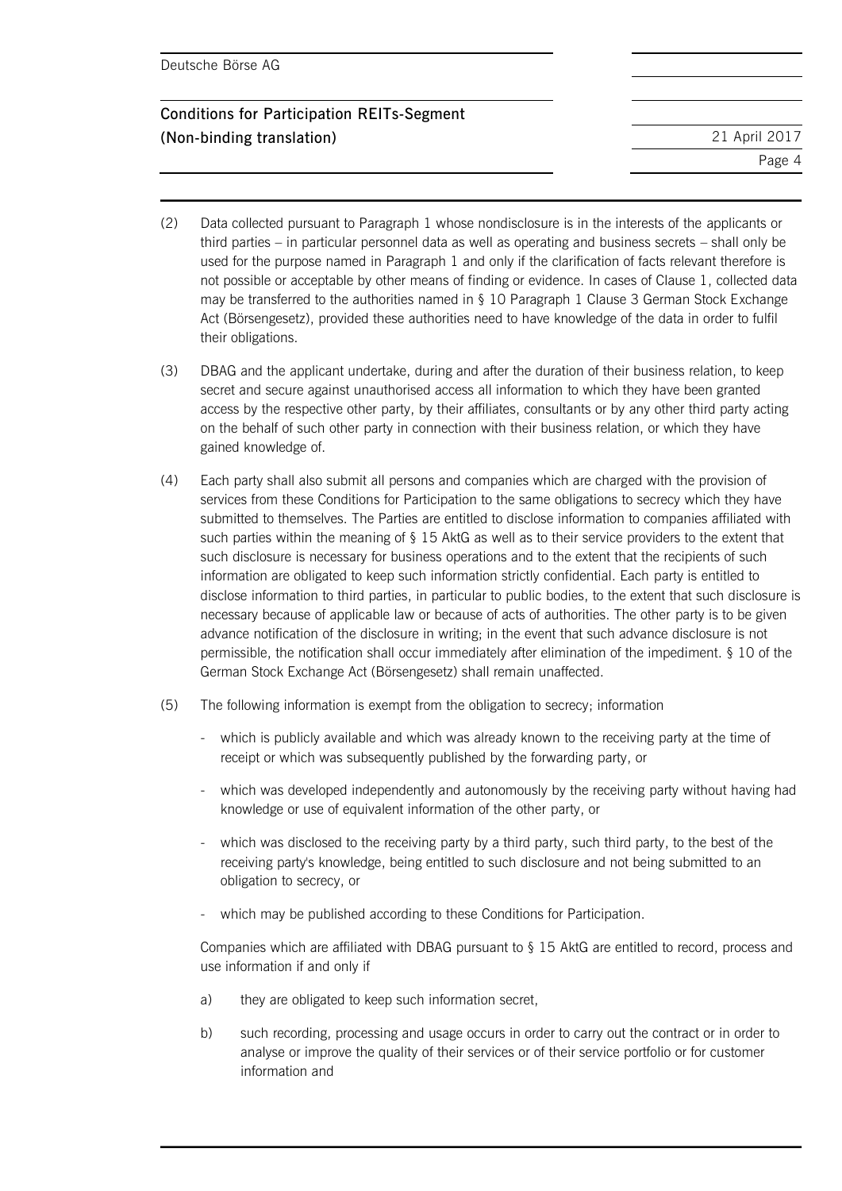(2) Data collected pursuant to Paragraph 1 whose nondisclosure is in the interests of the applicants or third parties – in particular personnel data as well as operating and business secrets – shall only be used for the purpose named in Paragraph 1 and only if the clarification of facts relevant therefore is not possible or acceptable by other means of finding or evidence. In cases of Clause 1, collected data may be transferred to the authorities named in § 10 Paragraph 1 Clause 3 German Stock Exchange Act (Börsengesetz), provided these authorities need to have knowledge of the data in order to fulfil their obligations.

(3) DBAG and the applicant undertake, during and after the duration of their business relation, to keep secret and secure against unauthorised access all information to which they have been granted access by the respective other party, by their affiliates, consultants or by any other third party acting on the behalf of such other party in connection with their business relation, or which they have gained knowledge of.

(4) Each party shall also submit all persons and companies which are charged with the provision of services from these Conditions for Participation to the same obligations to secrecy which they have submitted to themselves. The Parties are entitled to disclose information to companies affiliated with such parties within the meaning of § 15 AktG as well as to their service providers to the extent that such disclosure is necessary for business operations and to the extent that the recipients of such information are obligated to keep such information strictly confidential. Each party is entitled to disclose information to third parties, in particular to public bodies, to the extent that such disclosure is necessary because of applicable law or because of acts of authorities. The other party is to be given advance notification of the disclosure in writing; in the event that such advance disclosure is not permissible, the notification shall occur immediately after elimination of the impediment. § 10 of the German Stock Exchange Act (Börsengesetz) shall remain unaffected.

(5) The following information is exempt from the obligation to secrecy; information

- which is publicly available and which was already known to the receiving party at the time of receipt or which was subsequently published by the forwarding party, or
- which was developed independently and autonomously by the receiving party without having had knowledge or use of equivalent information of the other party, or
- which was disclosed to the receiving party by a third party, such third party, to the best of the receiving party's knowledge, being entitled to such disclosure and not being submitted to an obligation to secrecy, or
- which may be published according to these Conditions for Participation.

Companies which are affiliated with DBAG pursuant to § 15 AktG are entitled to record, process and use information if and only if

a) they are obligated to keep such information secret,

b) such recording, processing and usage occurs in order to carry out the contract or in order to analyse or improve the quality of their services or of their service portfolio or for customer information and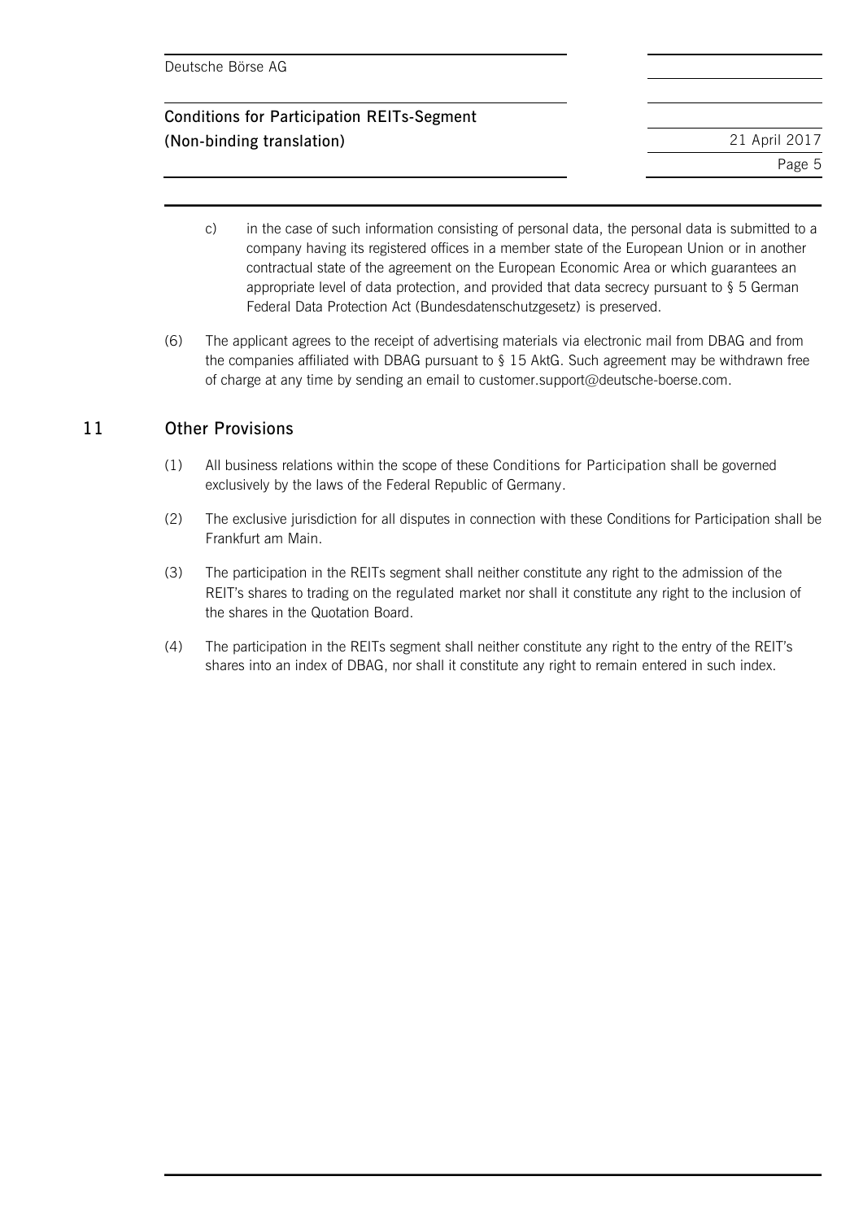c) in the case of such information consisting of personal data, the personal data is submitted to a company having its registered offices in a member state of the European Union or in another contractual state of the agreement on the European Economic Area or which guarantees an appropriate level of data protection, and provided that data secrecy pursuant to § 5 German Federal Data Protection Act (Bundesdatenschutzgesetz) is preserved.

(6) The applicant agrees to the receipt of advertising materials via electronic mail from DBAG and from the companies affiliated with DBAG pursuant to § 15 AktG. Such agreement may be withdrawn free of charge at any time by sending an email to customer.support@deutsche-boerse.com.

## 11 Other Provisions

(1) All business relations within the scope of these Conditions for Participation shall be governed exclusively by the laws of the Federal Republic of Germany.

(2) The exclusive jurisdiction for all disputes in connection with these Conditions for Participation shall be Frankfurt am Main.

(3) The participation in the REITs segment shall neither constitute any right to the admission of the REIT's shares to trading on the regulated market nor shall it constitute any right to the inclusion of the shares in the Quotation Board.

(4) The participation in the REITs segment shall neither constitute any right to the entry of the REIT's shares into an index of DBAG, nor shall it constitute any right to remain entered in such index.